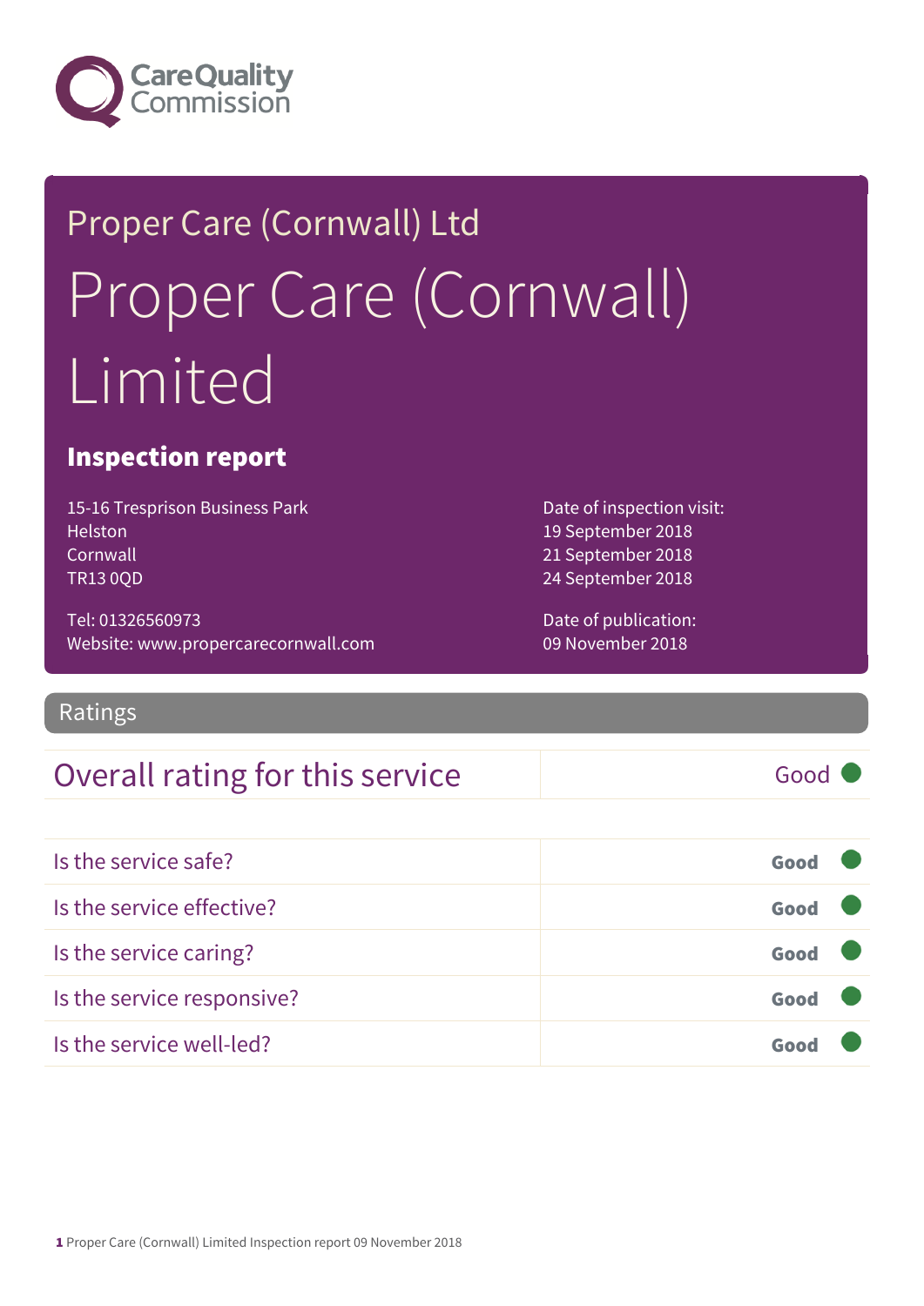Care Quality Commission

## Proper Care (Cornwall) Ltd

# Proper Care (Cornwall) Limited

### Inspection report

15-16 Tresprison Business Park
Helston
Cornwall
TR13 0QD

Tel: 01326560973
Website: www.propercarecornwall.com

Date of inspection visit:
19 September 2018
21 September 2018
24 September 2018

Date of publication:
09 November 2018

## Ratings

| Overall rating for this service | Good |
|---|---|

| | |
|---|---|
| Is the service safe? | **Good** |
| Is the service effective? | **Good** |
| Is the service caring? | **Good** |
| Is the service responsive? | **Good** |
| Is the service well-led? | **Good** |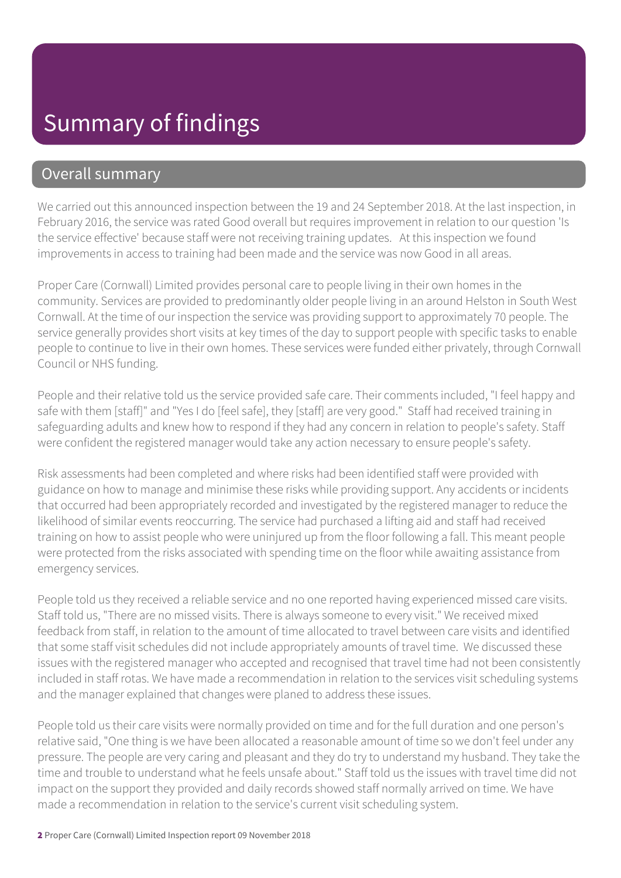# Summary of findings

## Overall summary

We carried out this announced inspection between the 19 and 24 September 2018. At the last inspection, in February 2016, the service was rated Good overall but requires improvement in relation to our question 'Is the service effective' because staff were not receiving training updates. At this inspection we found improvements in access to training had been made and the service was now Good in all areas.

Proper Care (Cornwall) Limited provides personal care to people living in their own homes in the community. Services are provided to predominantly older people living in an around Helston in South West Cornwall. At the time of our inspection the service was providing support to approximately 70 people. The service generally provides short visits at key times of the day to support people with specific tasks to enable people to continue to live in their own homes. These services were funded either privately, through Cornwall Council or NHS funding.

People and their relative told us the service provided safe care. Their comments included, "I feel happy and safe with them [staff]" and "Yes I do [feel safe], they [staff] are very good." Staff had received training in safeguarding adults and knew how to respond if they had any concern in relation to people's safety. Staff were confident the registered manager would take any action necessary to ensure people's safety.

Risk assessments had been completed and where risks had been identified staff were provided with guidance on how to manage and minimise these risks while providing support. Any accidents or incidents that occurred had been appropriately recorded and investigated by the registered manager to reduce the likelihood of similar events reoccurring. The service had purchased a lifting aid and staff had received training on how to assist people who were uninjured up from the floor following a fall. This meant people were protected from the risks associated with spending time on the floor while awaiting assistance from emergency services.

People told us they received a reliable service and no one reported having experienced missed care visits. Staff told us, "There are no missed visits. There is always someone to every visit." We received mixed feedback from staff, in relation to the amount of time allocated to travel between care visits and identified that some staff visit schedules did not include appropriately amounts of travel time. We discussed these issues with the registered manager who accepted and recognised that travel time had not been consistently included in staff rotas. We have made a recommendation in relation to the services visit scheduling systems and the manager explained that changes were planed to address these issues.

People told us their care visits were normally provided on time and for the full duration and one person's relative said, "One thing is we have been allocated a reasonable amount of time so we don't feel under any pressure. The people are very caring and pleasant and they do try to understand my husband. They take the time and trouble to understand what he feels unsafe about." Staff told us the issues with travel time did not impact on the support they provided and daily records showed staff normally arrived on time. We have made a recommendation in relation to the service's current visit scheduling system.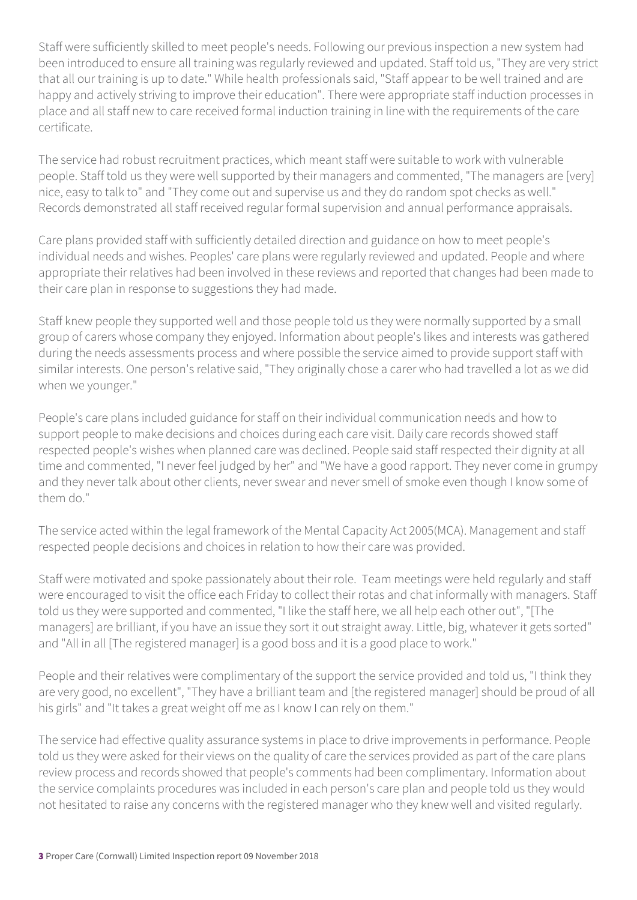Staff were sufficiently skilled to meet people's needs. Following our previous inspection a new system had been introduced to ensure all training was regularly reviewed and updated. Staff told us, "They are very strict that all our training is up to date." While health professionals said, "Staff appear to be well trained and are happy and actively striving to improve their education". There were appropriate staff induction processes in place and all staff new to care received formal induction training in line with the requirements of the care certificate.

The service had robust recruitment practices, which meant staff were suitable to work with vulnerable people. Staff told us they were well supported by their managers and commented, "The managers are [very] nice, easy to talk to" and "They come out and supervise us and they do random spot checks as well." Records demonstrated all staff received regular formal supervision and annual performance appraisals.

Care plans provided staff with sufficiently detailed direction and guidance on how to meet people's individual needs and wishes. Peoples' care plans were regularly reviewed and updated. People and where appropriate their relatives had been involved in these reviews and reported that changes had been made to their care plan in response to suggestions they had made.

Staff knew people they supported well and those people told us they were normally supported by a small group of carers whose company they enjoyed. Information about people's likes and interests was gathered during the needs assessments process and where possible the service aimed to provide support staff with similar interests. One person's relative said, "They originally chose a carer who had travelled a lot as we did when we younger."

People's care plans included guidance for staff on their individual communication needs and how to support people to make decisions and choices during each care visit. Daily care records showed staff respected people's wishes when planned care was declined. People said staff respected their dignity at all time and commented, "I never feel judged by her" and "We have a good rapport. They never come in grumpy and they never talk about other clients, never swear and never smell of smoke even though I know some of them do."

The service acted within the legal framework of the Mental Capacity Act 2005(MCA). Management and staff respected people decisions and choices in relation to how their care was provided.

Staff were motivated and spoke passionately about their role. Team meetings were held regularly and staff were encouraged to visit the office each Friday to collect their rotas and chat informally with managers. Staff told us they were supported and commented, "I like the staff here, we all help each other out", "[The managers] are brilliant, if you have an issue they sort it out straight away. Little, big, whatever it gets sorted" and "All in all [The registered manager] is a good boss and it is a good place to work."

People and their relatives were complimentary of the support the service provided and told us, "I think they are very good, no excellent", "They have a brilliant team and [the registered manager] should be proud of all his girls" and "It takes a great weight off me as I know I can rely on them."

The service had effective quality assurance systems in place to drive improvements in performance. People told us they were asked for their views on the quality of care the services provided as part of the care plans review process and records showed that people's comments had been complimentary. Information about the service complaints procedures was included in each person's care plan and people told us they would not hesitated to raise any concerns with the registered manager who they knew well and visited regularly.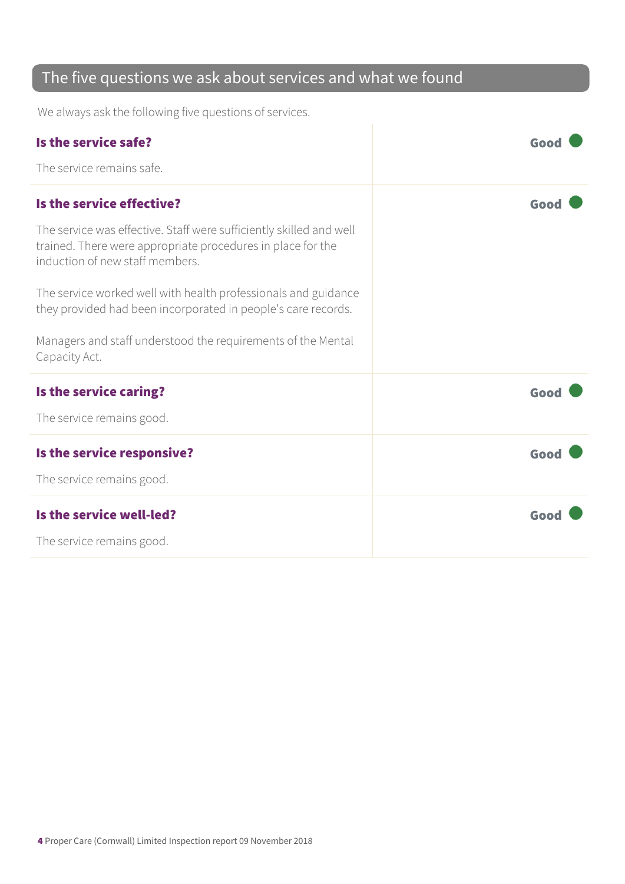## The five questions we ask about services and what we found

We always ask the following five questions of services.

### Is the service safe?

**Good**

The service remains safe.

### Is the service effective?

**Good**

The service was effective. Staff were sufficiently skilled and well trained. There were appropriate procedures in place for the induction of new staff members.

The service worked well with health professionals and guidance they provided had been incorporated in people's care records.

Managers and staff understood the requirements of the Mental Capacity Act.

### Is the service caring?

**Good**

The service remains good.

### Is the service responsive?

**Good**

The service remains good.

### Is the service well-led?

**Good**

The service remains good.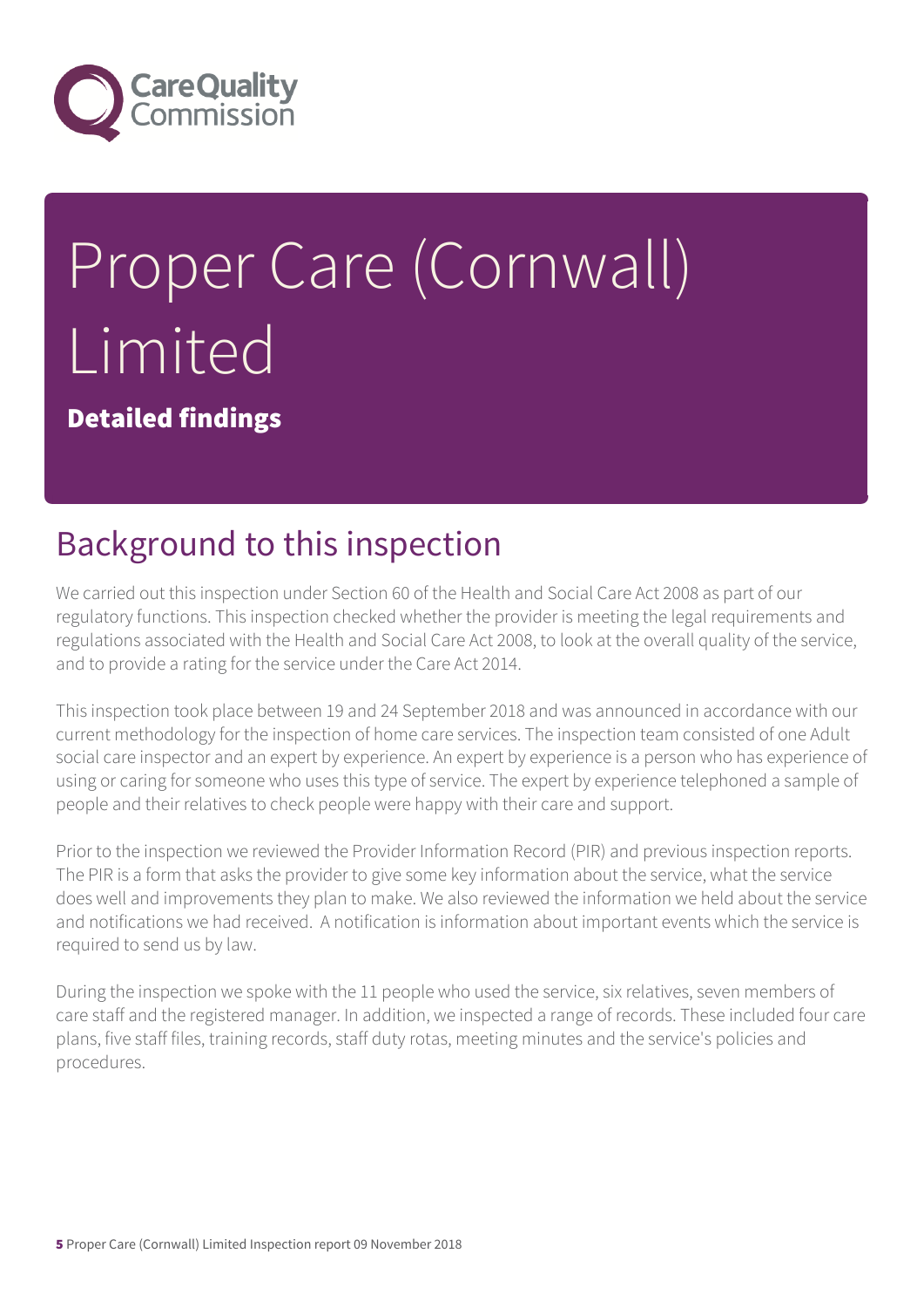# Proper Care (Cornwall) Limited

**Detailed findings**

## Background to this inspection

We carried out this inspection under Section 60 of the Health and Social Care Act 2008 as part of our regulatory functions. This inspection checked whether the provider is meeting the legal requirements and regulations associated with the Health and Social Care Act 2008, to look at the overall quality of the service, and to provide a rating for the service under the Care Act 2014.

This inspection took place between 19 and 24 September 2018 and was announced in accordance with our current methodology for the inspection of home care services. The inspection team consisted of one Adult social care inspector and an expert by experience. An expert by experience is a person who has experience of using or caring for someone who uses this type of service. The expert by experience telephoned a sample of people and their relatives to check people were happy with their care and support.

Prior to the inspection we reviewed the Provider Information Record (PIR) and previous inspection reports. The PIR is a form that asks the provider to give some key information about the service, what the service does well and improvements they plan to make. We also reviewed the information we held about the service and notifications we had received. A notification is information about important events which the service is required to send us by law.

During the inspection we spoke with the 11 people who used the service, six relatives, seven members of care staff and the registered manager. In addition, we inspected a range of records. These included four care plans, five staff files, training records, staff duty rotas, meeting minutes and the service's policies and procedures.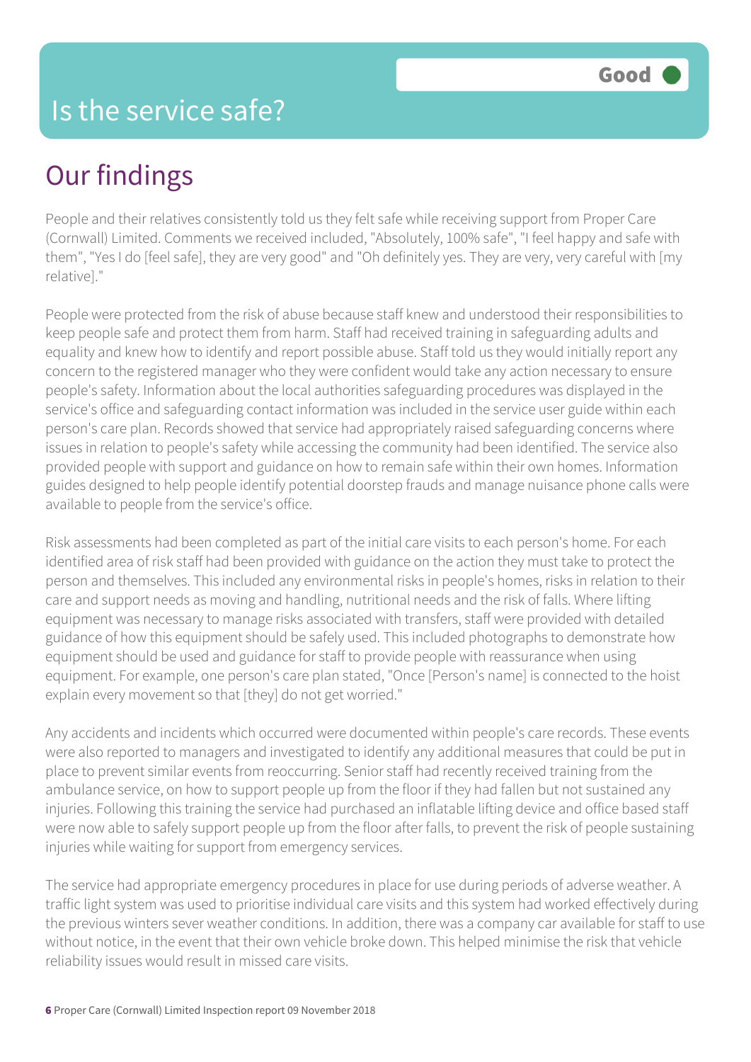# Is the service safe?

**Good**

## Our findings

People and their relatives consistently told us they felt safe while receiving support from Proper Care (Cornwall) Limited. Comments we received included, "Absolutely, 100% safe", "I feel happy and safe with them", "Yes I do [feel safe], they are very good" and "Oh definitely yes. They are very, very careful with [my relative]."

People were protected from the risk of abuse because staff knew and understood their responsibilities to keep people safe and protect them from harm. Staff had received training in safeguarding adults and equality and knew how to identify and report possible abuse. Staff told us they would initially report any concern to the registered manager who they were confident would take any action necessary to ensure people's safety. Information about the local authorities safeguarding procedures was displayed in the service's office and safeguarding contact information was included in the service user guide within each person's care plan. Records showed that service had appropriately raised safeguarding concerns where issues in relation to people's safety while accessing the community had been identified. The service also provided people with support and guidance on how to remain safe within their own homes. Information guides designed to help people identify potential doorstep frauds and manage nuisance phone calls were available to people from the service's office.

Risk assessments had been completed as part of the initial care visits to each person's home. For each identified area of risk staff had been provided with guidance on the action they must take to protect the person and themselves. This included any environmental risks in people's homes, risks in relation to their care and support needs as moving and handling, nutritional needs and the risk of falls. Where lifting equipment was necessary to manage risks associated with transfers, staff were provided with detailed guidance of how this equipment should be safely used. This included photographs to demonstrate how equipment should be used and guidance for staff to provide people with reassurance when using equipment. For example, one person's care plan stated, "Once [Person's name] is connected to the hoist explain every movement so that [they] do not get worried."

Any accidents and incidents which occurred were documented within people's care records. These events were also reported to managers and investigated to identify any additional measures that could be put in place to prevent similar events from reoccurring. Senior staff had recently received training from the ambulance service, on how to support people up from the floor if they had fallen but not sustained any injuries. Following this training the service had purchased an inflatable lifting device and office based staff were now able to safely support people up from the floor after falls, to prevent the risk of people sustaining injuries while waiting for support from emergency services.

The service had appropriate emergency procedures in place for use during periods of adverse weather. A traffic light system was used to prioritise individual care visits and this system had worked effectively during the previous winters sever weather conditions. In addition, there was a company car available for staff to use without notice, in the event that their own vehicle broke down. This helped minimise the risk that vehicle reliability issues would result in missed care visits.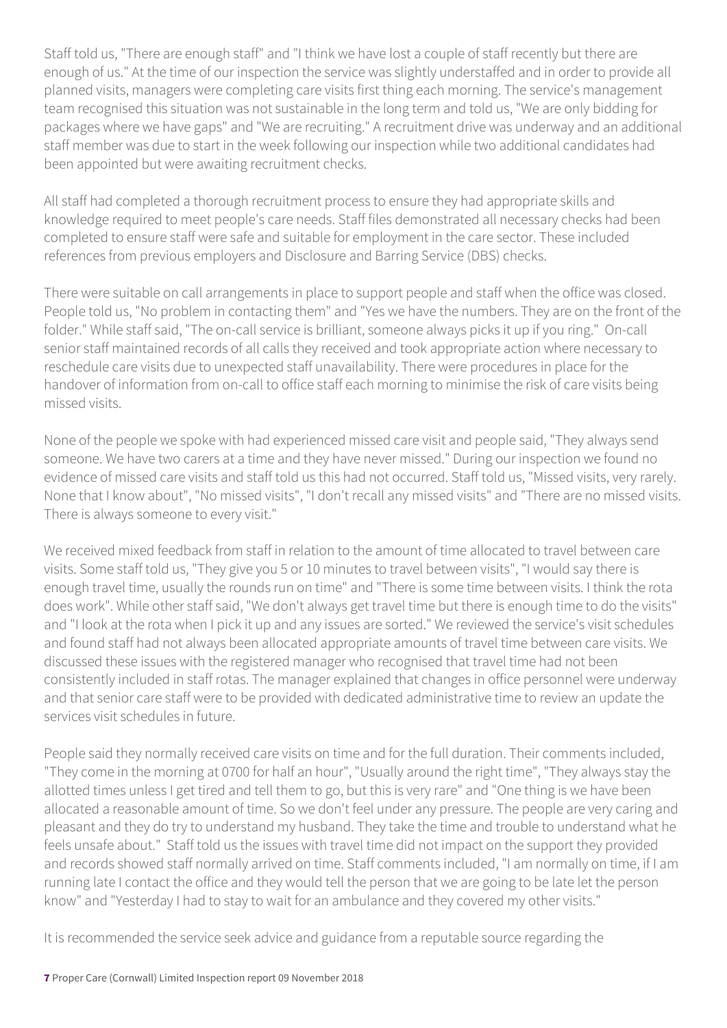Staff told us, "There are enough staff" and "I think we have lost a couple of staff recently but there are enough of us." At the time of our inspection the service was slightly understaffed and in order to provide all planned visits, managers were completing care visits first thing each morning. The service's management team recognised this situation was not sustainable in the long term and told us, "We are only bidding for packages where we have gaps" and "We are recruiting." A recruitment drive was underway and an additional staff member was due to start in the week following our inspection while two additional candidates had been appointed but were awaiting recruitment checks.

All staff had completed a thorough recruitment process to ensure they had appropriate skills and knowledge required to meet people's care needs. Staff files demonstrated all necessary checks had been completed to ensure staff were safe and suitable for employment in the care sector. These included references from previous employers and Disclosure and Barring Service (DBS) checks.

There were suitable on call arrangements in place to support people and staff when the office was closed. People told us, "No problem in contacting them" and "Yes we have the numbers. They are on the front of the folder." While staff said, "The on-call service is brilliant, someone always picks it up if you ring." On-call senior staff maintained records of all calls they received and took appropriate action where necessary to reschedule care visits due to unexpected staff unavailability. There were procedures in place for the handover of information from on-call to office staff each morning to minimise the risk of care visits being missed visits.

None of the people we spoke with had experienced missed care visit and people said, "They always send someone. We have two carers at a time and they have never missed." During our inspection we found no evidence of missed care visits and staff told us this had not occurred. Staff told us, "Missed visits, very rarely. None that I know about", "No missed visits", "I don't recall any missed visits" and "There are no missed visits. There is always someone to every visit."

We received mixed feedback from staff in relation to the amount of time allocated to travel between care visits. Some staff told us, "They give you 5 or 10 minutes to travel between visits", "I would say there is enough travel time, usually the rounds run on time" and "There is some time between visits. I think the rota does work". While other staff said, "We don't always get travel time but there is enough time to do the visits" and "I look at the rota when I pick it up and any issues are sorted." We reviewed the service's visit schedules and found staff had not always been allocated appropriate amounts of travel time between care visits. We discussed these issues with the registered manager who recognised that travel time had not been consistently included in staff rotas. The manager explained that changes in office personnel were underway and that senior care staff were to be provided with dedicated administrative time to review an update the services visit schedules in future.

People said they normally received care visits on time and for the full duration. Their comments included, "They come in the morning at 0700 for half an hour", "Usually around the right time", "They always stay the allotted times unless I get tired and tell them to go, but this is very rare" and "One thing is we have been allocated a reasonable amount of time. So we don't feel under any pressure. The people are very caring and pleasant and they do try to understand my husband. They take the time and trouble to understand what he feels unsafe about." Staff told us the issues with travel time did not impact on the support they provided and records showed staff normally arrived on time. Staff comments included, "I am normally on time, if I am running late I contact the office and they would tell the person that we are going to be late let the person know" and "Yesterday I had to stay to wait for an ambulance and they covered my other visits."

It is recommended the service seek advice and guidance from a reputable source regarding the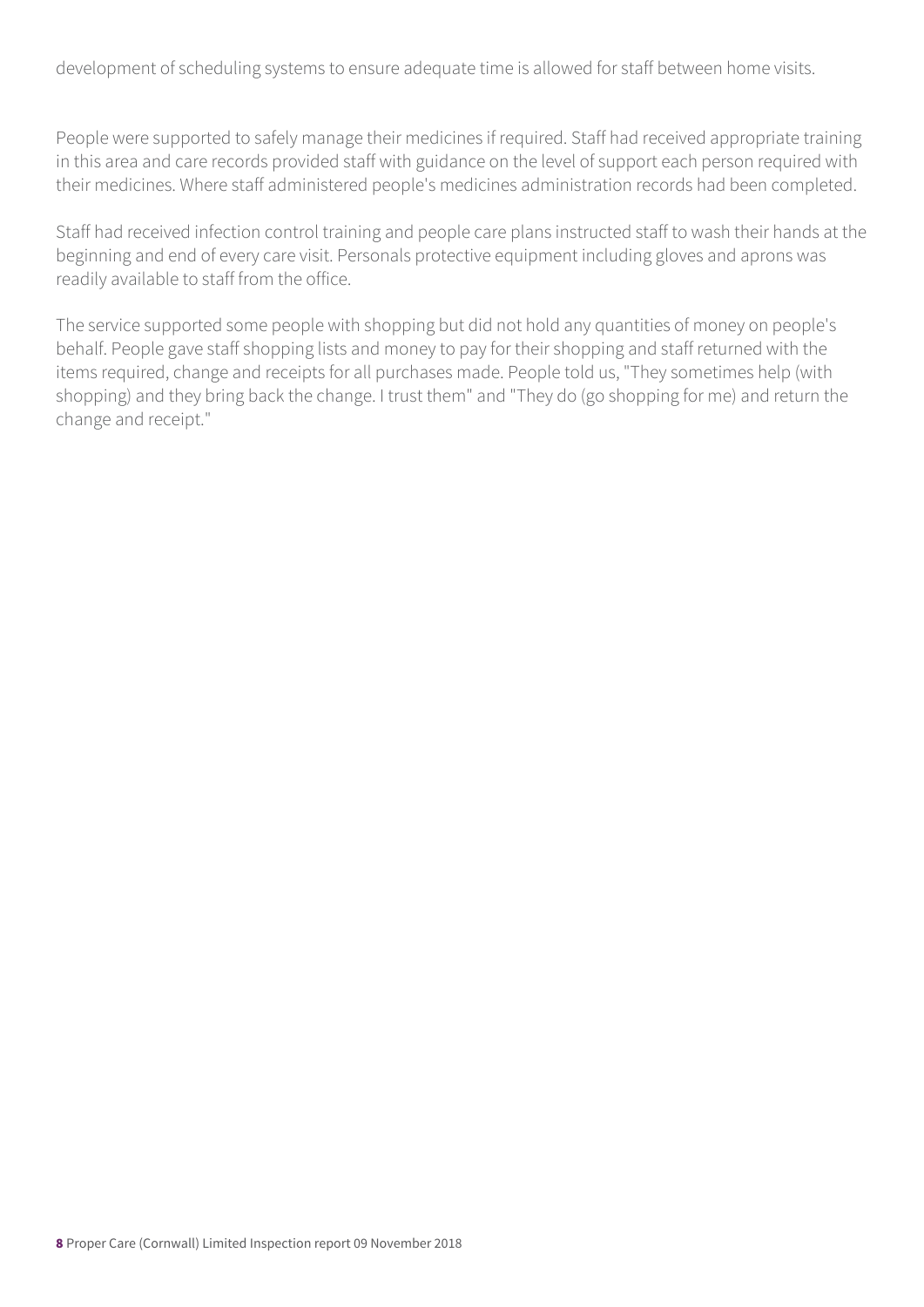development of scheduling systems to ensure adequate time is allowed for staff between home visits.

People were supported to safely manage their medicines if required. Staff had received appropriate training in this area and care records provided staff with guidance on the level of support each person required with their medicines. Where staff administered people's medicines administration records had been completed.

Staff had received infection control training and people care plans instructed staff to wash their hands at the beginning and end of every care visit. Personals protective equipment including gloves and aprons was readily available to staff from the office.

The service supported some people with shopping but did not hold any quantities of money on people's behalf. People gave staff shopping lists and money to pay for their shopping and staff returned with the items required, change and receipts for all purchases made. People told us, "They sometimes help (with shopping) and they bring back the change. I trust them" and "They do (go shopping for me) and return the change and receipt."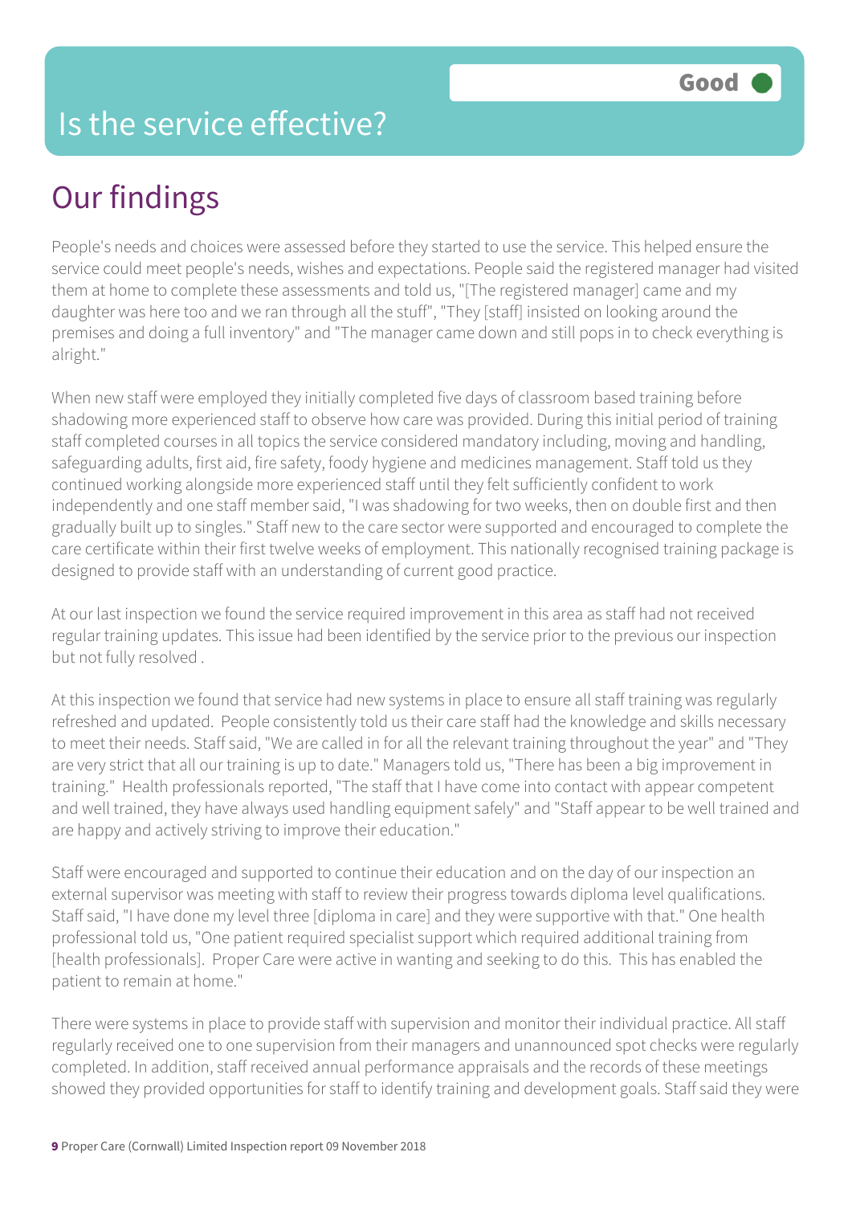# Is the service effective?

Good

## Our findings

People's needs and choices were assessed before they started to use the service. This helped ensure the service could meet people's needs, wishes and expectations. People said the registered manager had visited them at home to complete these assessments and told us, "[The registered manager] came and my daughter was here too and we ran through all the stuff", "They [staff] insisted on looking around the premises and doing a full inventory" and "The manager came down and still pops in to check everything is alright."

When new staff were employed they initially completed five days of classroom based training before shadowing more experienced staff to observe how care was provided. During this initial period of training staff completed courses in all topics the service considered mandatory including, moving and handling, safeguarding adults, first aid, fire safety, foody hygiene and medicines management. Staff told us they continued working alongside more experienced staff until they felt sufficiently confident to work independently and one staff member said, "I was shadowing for two weeks, then on double first and then gradually built up to singles." Staff new to the care sector were supported and encouraged to complete the care certificate within their first twelve weeks of employment. This nationally recognised training package is designed to provide staff with an understanding of current good practice.

At our last inspection we found the service required improvement in this area as staff had not received regular training updates. This issue had been identified by the service prior to the previous our inspection but not fully resolved .

At this inspection we found that service had new systems in place to ensure all staff training was regularly refreshed and updated. People consistently told us their care staff had the knowledge and skills necessary to meet their needs. Staff said, "We are called in for all the relevant training throughout the year" and "They are very strict that all our training is up to date." Managers told us, "There has been a big improvement in training." Health professionals reported, "The staff that I have come into contact with appear competent and well trained, they have always used handling equipment safely" and "Staff appear to be well trained and are happy and actively striving to improve their education."

Staff were encouraged and supported to continue their education and on the day of our inspection an external supervisor was meeting with staff to review their progress towards diploma level qualifications. Staff said, "I have done my level three [diploma in care] and they were supportive with that." One health professional told us, "One patient required specialist support which required additional training from [health professionals]. Proper Care were active in wanting and seeking to do this. This has enabled the patient to remain at home."

There were systems in place to provide staff with supervision and monitor their individual practice. All staff regularly received one to one supervision from their managers and unannounced spot checks were regularly completed. In addition, staff received annual performance appraisals and the records of these meetings showed they provided opportunities for staff to identify training and development goals. Staff said they were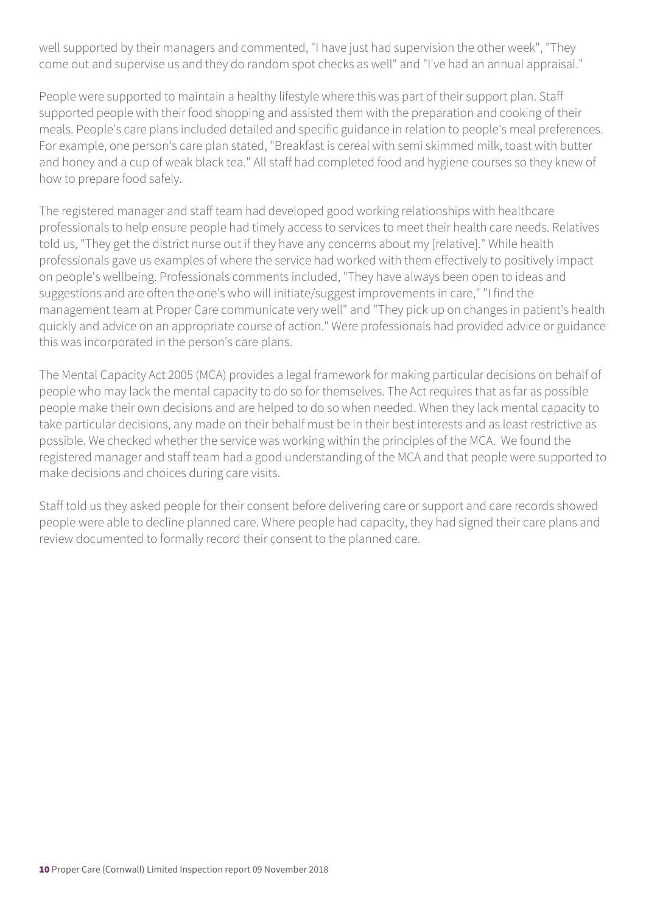well supported by their managers and commented, "I have just had supervision the other week", "They come out and supervise us and they do random spot checks as well" and "I've had an annual appraisal."

People were supported to maintain a healthy lifestyle where this was part of their support plan. Staff supported people with their food shopping and assisted them with the preparation and cooking of their meals. People's care plans included detailed and specific guidance in relation to people's meal preferences. For example, one person's care plan stated, "Breakfast is cereal with semi skimmed milk, toast with butter and honey and a cup of weak black tea." All staff had completed food and hygiene courses so they knew of how to prepare food safely.

The registered manager and staff team had developed good working relationships with healthcare professionals to help ensure people had timely access to services to meet their health care needs. Relatives told us, "They get the district nurse out if they have any concerns about my [relative]." While health professionals gave us examples of where the service had worked with them effectively to positively impact on people's wellbeing. Professionals comments included, "They have always been open to ideas and suggestions and are often the one's who will initiate/suggest improvements in care," "I find the management team at Proper Care communicate very well" and "They pick up on changes in patient's health quickly and advice on an appropriate course of action." Were professionals had provided advice or guidance this was incorporated in the person's care plans.

The Mental Capacity Act 2005 (MCA) provides a legal framework for making particular decisions on behalf of people who may lack the mental capacity to do so for themselves. The Act requires that as far as possible people make their own decisions and are helped to do so when needed. When they lack mental capacity to take particular decisions, any made on their behalf must be in their best interests and as least restrictive as possible. We checked whether the service was working within the principles of the MCA. We found the registered manager and staff team had a good understanding of the MCA and that people were supported to make decisions and choices during care visits.

Staff told us they asked people for their consent before delivering care or support and care records showed people were able to decline planned care. Where people had capacity, they had signed their care plans and review documented to formally record their consent to the planned care.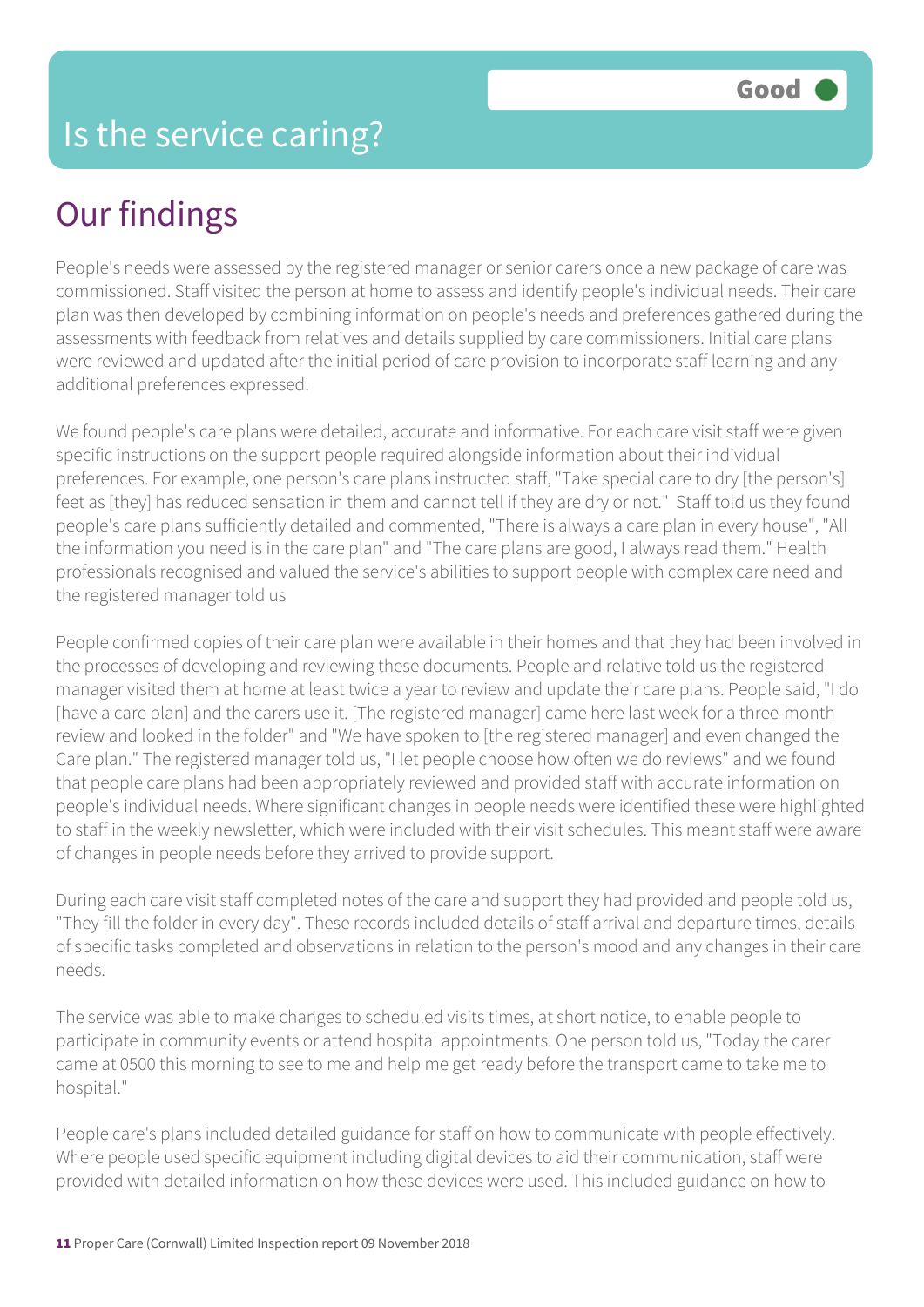# Is the service caring?

Good

## Our findings

People's needs were assessed by the registered manager or senior carers once a new package of care was commissioned. Staff visited the person at home to assess and identify people's individual needs. Their care plan was then developed by combining information on people's needs and preferences gathered during the assessments with feedback from relatives and details supplied by care commissioners. Initial care plans were reviewed and updated after the initial period of care provision to incorporate staff learning and any additional preferences expressed.

We found people's care plans were detailed, accurate and informative. For each care visit staff were given specific instructions on the support people required alongside information about their individual preferences. For example, one person's care plans instructed staff, "Take special care to dry [the person's] feet as [they] has reduced sensation in them and cannot tell if they are dry or not." Staff told us they found people's care plans sufficiently detailed and commented, "There is always a care plan in every house", "All the information you need is in the care plan" and "The care plans are good, I always read them." Health professionals recognised and valued the service's abilities to support people with complex care need and the registered manager told us

People confirmed copies of their care plan were available in their homes and that they had been involved in the processes of developing and reviewing these documents. People and relative told us the registered manager visited them at home at least twice a year to review and update their care plans. People said, "I do [have a care plan] and the carers use it. [The registered manager] came here last week for a three-month review and looked in the folder" and "We have spoken to [the registered manager] and even changed the Care plan." The registered manager told us, "I let people choose how often we do reviews" and we found that people care plans had been appropriately reviewed and provided staff with accurate information on people's individual needs. Where significant changes in people needs were identified these were highlighted to staff in the weekly newsletter, which were included with their visit schedules. This meant staff were aware of changes in people needs before they arrived to provide support.

During each care visit staff completed notes of the care and support they had provided and people told us, "They fill the folder in every day". These records included details of staff arrival and departure times, details of specific tasks completed and observations in relation to the person's mood and any changes in their care needs.

The service was able to make changes to scheduled visits times, at short notice, to enable people to participate in community events or attend hospital appointments. One person told us, "Today the carer came at 0500 this morning to see to me and help me get ready before the transport came to take me to hospital."

People care's plans included detailed guidance for staff on how to communicate with people effectively. Where people used specific equipment including digital devices to aid their communication, staff were provided with detailed information on how these devices were used. This included guidance on how to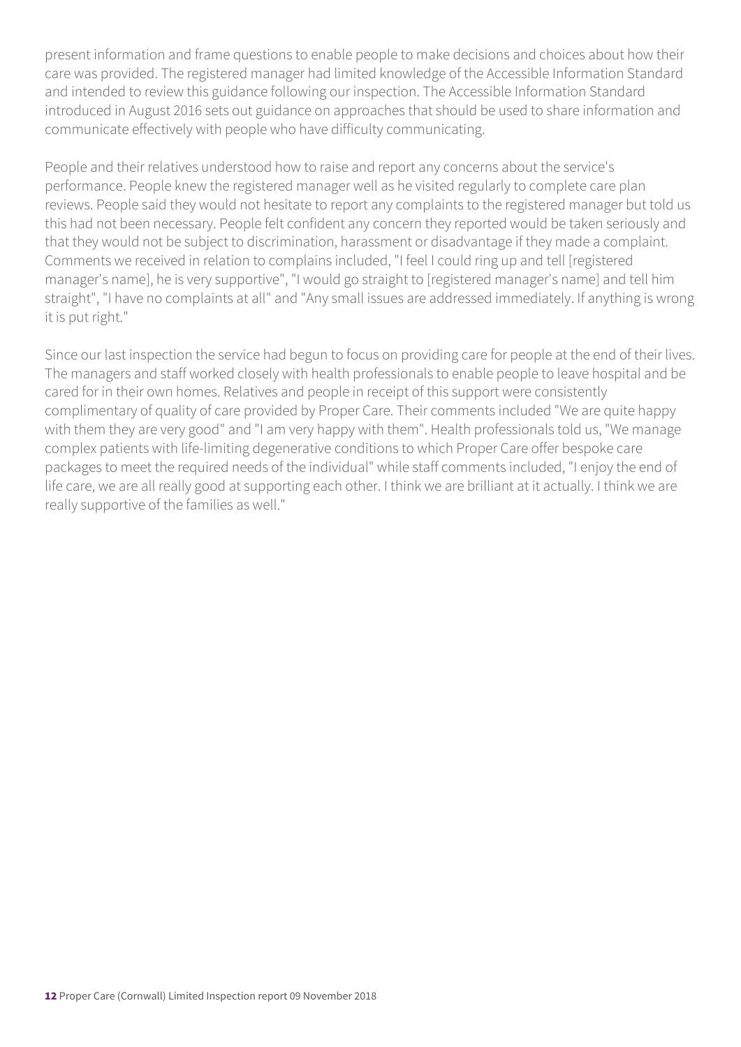present information and frame questions to enable people to make decisions and choices about how their care was provided. The registered manager had limited knowledge of the Accessible Information Standard and intended to review this guidance following our inspection. The Accessible Information Standard introduced in August 2016 sets out guidance on approaches that should be used to share information and communicate effectively with people who have difficulty communicating.

People and their relatives understood how to raise and report any concerns about the service's performance. People knew the registered manager well as he visited regularly to complete care plan reviews. People said they would not hesitate to report any complaints to the registered manager but told us this had not been necessary. People felt confident any concern they reported would be taken seriously and that they would not be subject to discrimination, harassment or disadvantage if they made a complaint. Comments we received in relation to complains included, "I feel I could ring up and tell [registered manager's name], he is very supportive", "I would go straight to [registered manager's name] and tell him straight", "I have no complaints at all" and "Any small issues are addressed immediately. If anything is wrong it is put right."

Since our last inspection the service had begun to focus on providing care for people at the end of their lives. The managers and staff worked closely with health professionals to enable people to leave hospital and be cared for in their own homes. Relatives and people in receipt of this support were consistently complimentary of quality of care provided by Proper Care. Their comments included "We are quite happy with them they are very good" and "I am very happy with them". Health professionals told us, "We manage complex patients with life-limiting degenerative conditions to which Proper Care offer bespoke care packages to meet the required needs of the individual" while staff comments included, "I enjoy the end of life care, we are all really good at supporting each other. I think we are brilliant at it actually. I think we are really supportive of the families as well."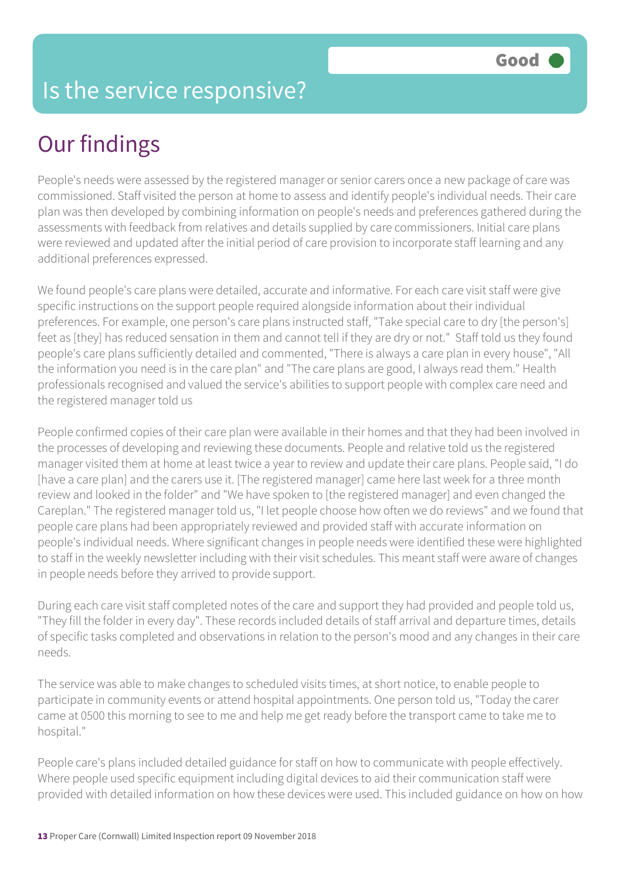Good

# Is the service responsive?

## Our findings

People's needs were assessed by the registered manager or senior carers once a new package of care was commissioned. Staff visited the person at home to assess and identify people's individual needs. Their care plan was then developed by combining information on people's needs and preferences gathered during the assessments with feedback from relatives and details supplied by care commissioners. Initial care plans were reviewed and updated after the initial period of care provision to incorporate staff learning and any additional preferences expressed.

We found people's care plans were detailed, accurate and informative. For each care visit staff were give specific instructions on the support people required alongside information about their individual preferences. For example, one person's care plans instructed staff, "Take special care to dry [the person's] feet as [they] has reduced sensation in them and cannot tell if they are dry or not." Staff told us they found people's care plans sufficiently detailed and commented, "There is always a care plan in every house", "All the information you need is in the care plan" and "The care plans are good, I always read them." Health professionals recognised and valued the service's abilities to support people with complex care need and the registered manager told us

People confirmed copies of their care plan were available in their homes and that they had been involved in the processes of developing and reviewing these documents. People and relative told us the registered manager visited them at home at least twice a year to review and update their care plans. People said, "I do [have a care plan] and the carers use it. [The registered manager] came here last week for a three month review and looked in the folder" and "We have spoken to [the registered manager] and even changed the Careplan." The registered manager told us, "I let people choose how often we do reviews" and we found that people care plans had been appropriately reviewed and provided staff with accurate information on people's individual needs. Where significant changes in people needs were identified these were highlighted to staff in the weekly newsletter including with their visit schedules. This meant staff were aware of changes in people needs before they arrived to provide support.

During each care visit staff completed notes of the care and support they had provided and people told us, "They fill the folder in every day". These records included details of staff arrival and departure times, details of specific tasks completed and observations in relation to the person's mood and any changes in their care needs.

The service was able to make changes to scheduled visits times, at short notice, to enable people to participate in community events or attend hospital appointments. One person told us, "Today the carer came at 0500 this morning to see to me and help me get ready before the transport came to take me to hospital."

People care's plans included detailed guidance for staff on how to communicate with people effectively. Where people used specific equipment including digital devices to aid their communication staff were provided with detailed information on how these devices were used. This included guidance on how on how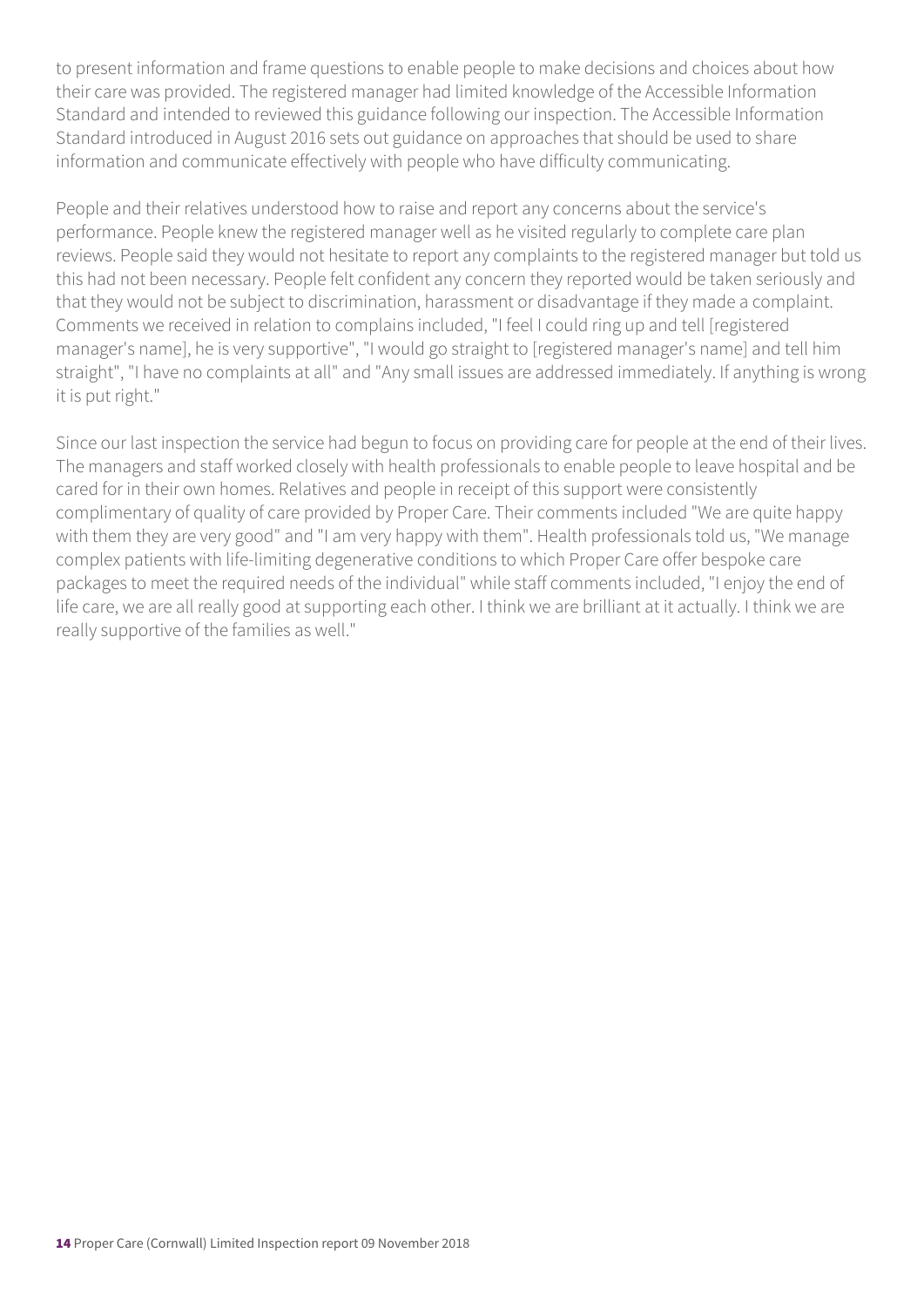to present information and frame questions to enable people to make decisions and choices about how their care was provided. The registered manager had limited knowledge of the Accessible Information Standard and intended to reviewed this guidance following our inspection. The Accessible Information Standard introduced in August 2016 sets out guidance on approaches that should be used to share information and communicate effectively with people who have difficulty communicating.

People and their relatives understood how to raise and report any concerns about the service's performance. People knew the registered manager well as he visited regularly to complete care plan reviews. People said they would not hesitate to report any complaints to the registered manager but told us this had not been necessary. People felt confident any concern they reported would be taken seriously and that they would not be subject to discrimination, harassment or disadvantage if they made a complaint. Comments we received in relation to complains included, "I feel I could ring up and tell [registered manager's name], he is very supportive", "I would go straight to [registered manager's name] and tell him straight", "I have no complaints at all" and "Any small issues are addressed immediately. If anything is wrong it is put right."

Since our last inspection the service had begun to focus on providing care for people at the end of their lives. The managers and staff worked closely with health professionals to enable people to leave hospital and be cared for in their own homes. Relatives and people in receipt of this support were consistently complimentary of quality of care provided by Proper Care. Their comments included "We are quite happy with them they are very good" and "I am very happy with them". Health professionals told us, "We manage complex patients with life-limiting degenerative conditions to which Proper Care offer bespoke care packages to meet the required needs of the individual" while staff comments included, "I enjoy the end of life care, we are all really good at supporting each other. I think we are brilliant at it actually. I think we are really supportive of the families as well."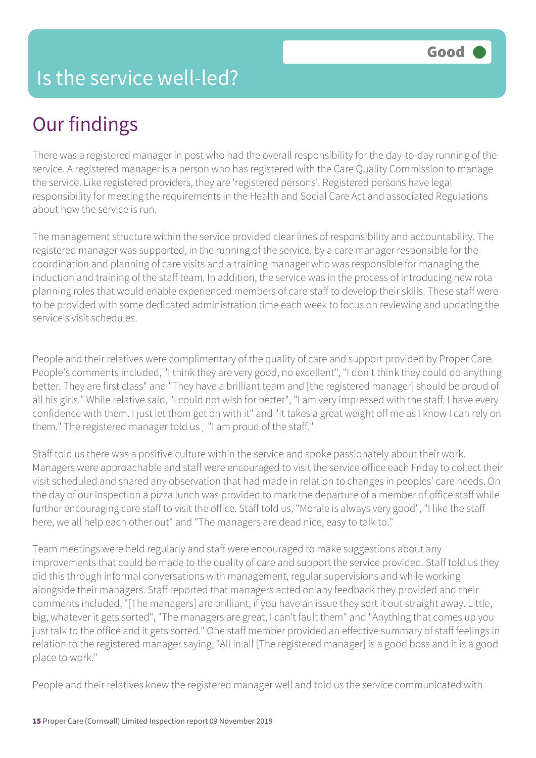# Is the service well-led?

Good

## Our findings

There was a registered manager in post who had the overall responsibility for the day-to-day running of the service. A registered manager is a person who has registered with the Care Quality Commission to manage the service. Like registered providers, they are 'registered persons'. Registered persons have legal responsibility for meeting the requirements in the Health and Social Care Act and associated Regulations about how the service is run.

The management structure within the service provided clear lines of responsibility and accountability. The registered manager was supported, in the running of the service, by a care manager responsible for the coordination and planning of care visits and a training manager who was responsible for managing the induction and training of the staff team. In addition, the service was in the process of introducing new rota planning roles that would enable experienced members of care staff to develop their skills. These staff were to be provided with some dedicated administration time each week to focus on reviewing and updating the service's visit schedules.

People and their relatives were complimentary of the quality of care and support provided by Proper Care. People's comments included, "I think they are very good, no excellent", "I don't think they could do anything better. They are first class" and "They have a brilliant team and [the registered manager] should be proud of all his girls." While relative said, "I could not wish for better", "I am very impressed with the staff. I have every confidence with them. I just let them get on with it" and "It takes a great weight off me as I know I can rely on them." The registered manager told us¸ "I am proud of the staff."

Staff told us there was a positive culture within the service and spoke passionately about their work. Managers were approachable and staff were encouraged to visit the service office each Friday to collect their visit scheduled and shared any observation that had made in relation to changes in peoples' care needs. On the day of our inspection a pizza lunch was provided to mark the departure of a member of office staff while further encouraging care staff to visit the office. Staff told us, "Morale is always very good", "I like the staff here, we all help each other out" and "The managers are dead nice, easy to talk to."

Team meetings were held regularly and staff were encouraged to make suggestions about any improvements that could be made to the quality of care and support the service provided. Staff told us they did this through informal conversations with management, regular supervisions and while working alongside their managers. Staff reported that managers acted on any feedback they provided and their comments included, "[The managers] are brilliant, if you have an issue they sort it out straight away. Little, big, whatever it gets sorted", "The managers are great, I can't fault them" and "Anything that comes up you just talk to the office and it gets sorted." One staff member provided an effective summary of staff feelings in relation to the registered manager saying, "All in all [The registered manager] is a good boss and it is a good place to work."

People and their relatives knew the registered manager well and told us the service communicated with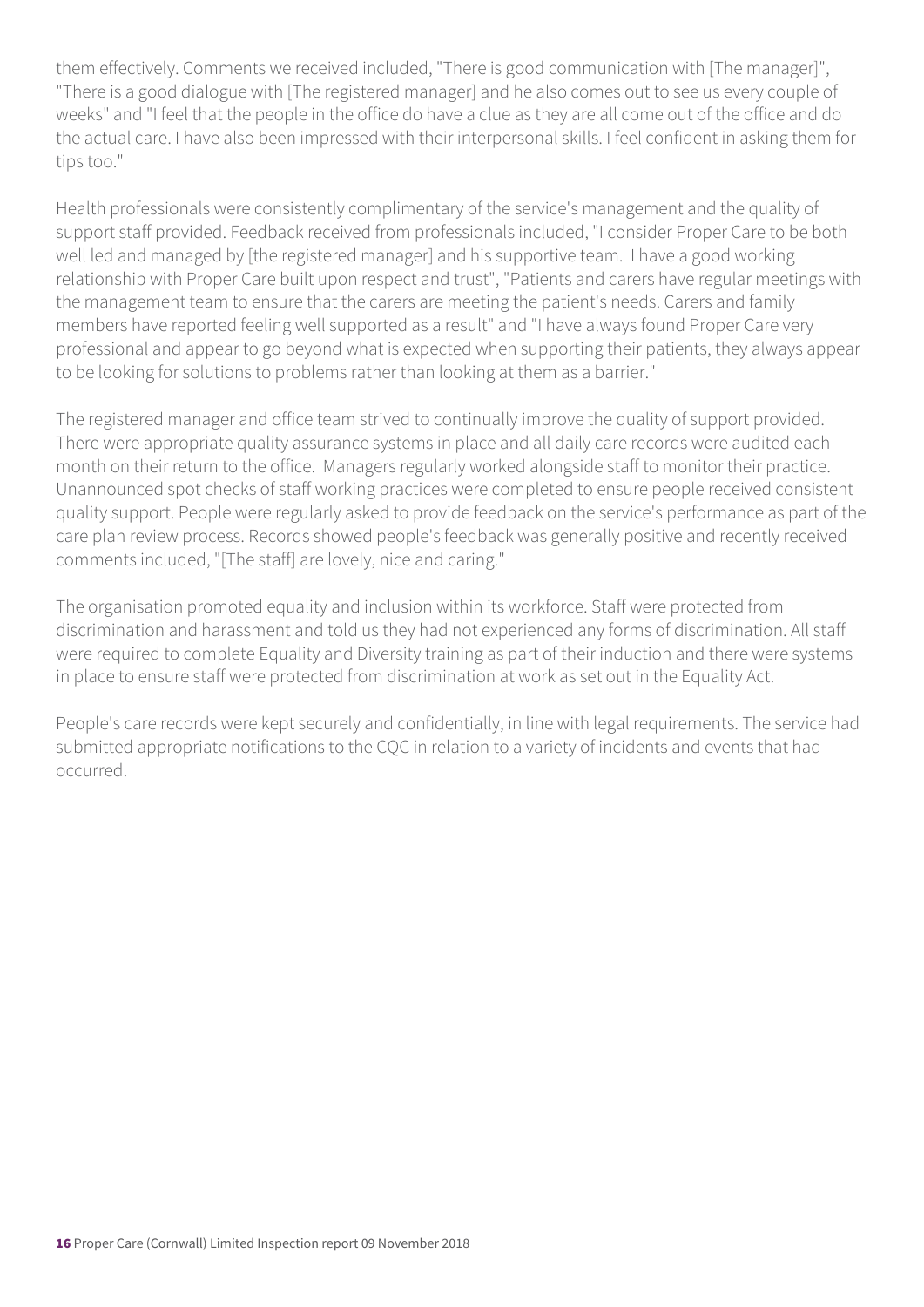them effectively. Comments we received included, "There is good communication with [The manager]", "There is a good dialogue with [The registered manager] and he also comes out to see us every couple of weeks" and "I feel that the people in the office do have a clue as they are all come out of the office and do the actual care. I have also been impressed with their interpersonal skills. I feel confident in asking them for tips too."

Health professionals were consistently complimentary of the service's management and the quality of support staff provided. Feedback received from professionals included, "I consider Proper Care to be both well led and managed by [the registered manager] and his supportive team. I have a good working relationship with Proper Care built upon respect and trust", "Patients and carers have regular meetings with the management team to ensure that the carers are meeting the patient's needs. Carers and family members have reported feeling well supported as a result" and "I have always found Proper Care very professional and appear to go beyond what is expected when supporting their patients, they always appear to be looking for solutions to problems rather than looking at them as a barrier."

The registered manager and office team strived to continually improve the quality of support provided. There were appropriate quality assurance systems in place and all daily care records were audited each month on their return to the office. Managers regularly worked alongside staff to monitor their practice. Unannounced spot checks of staff working practices were completed to ensure people received consistent quality support. People were regularly asked to provide feedback on the service's performance as part of the care plan review process. Records showed people's feedback was generally positive and recently received comments included, "[The staff] are lovely, nice and caring."

The organisation promoted equality and inclusion within its workforce. Staff were protected from discrimination and harassment and told us they had not experienced any forms of discrimination. All staff were required to complete Equality and Diversity training as part of their induction and there were systems in place to ensure staff were protected from discrimination at work as set out in the Equality Act.

People's care records were kept securely and confidentially, in line with legal requirements. The service had submitted appropriate notifications to the CQC in relation to a variety of incidents and events that had occurred.